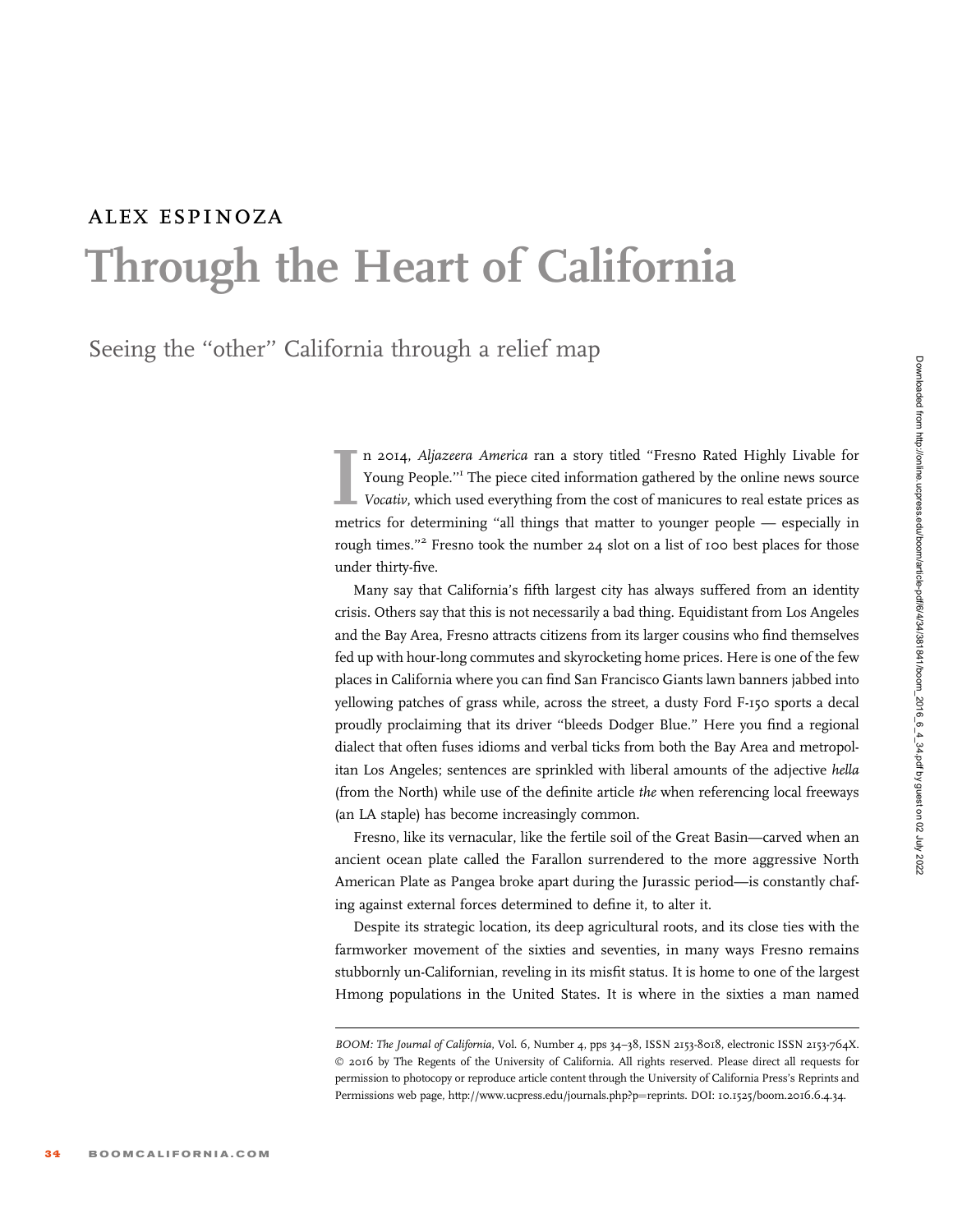ALEX ESPINOZA

# Through the Heart of California

## Seeing the "other" California through a relief map

In 2014, *Aljazeera America* ran a story titled "Fresno Rated Highly Livable for Young People."[1] The piece cited information gathered by the online news source *Vocativ*, which used everything from the cost of manicures to real estate prices as metrics for determining "all things that matter to younger people — especially in rough times."[2] Fresno took the number 24 slot on a list of 100 best places for those under thirty-five.

Many say that California's fifth largest city has always suffered from an identity crisis. Others say that this is not necessarily a bad thing. Equidistant from Los Angeles and the Bay Area, Fresno attracts citizens from its larger cousins who find themselves fed up with hour-long commutes and skyrocketing home prices. Here is one of the few places in California where you can find San Francisco Giants lawn banners jabbed into yellowing patches of grass while, across the street, a dusty Ford F-150 sports a decal proudly proclaiming that its driver "bleeds Dodger Blue." Here you find a regional dialect that often fuses idioms and verbal ticks from both the Bay Area and metropolitan Los Angeles; sentences are sprinkled with liberal amounts of the adjective *hella* (from the North) while use of the definite article *the* when referencing local freeways (an LA staple) has become increasingly common.

Fresno, like its vernacular, like the fertile soil of the Great Basin—carved when an ancient ocean plate called the Farallon surrendered to the more aggressive North American Plate as Pangea broke apart during the Jurassic period—is constantly chafing against external forces determined to define it, to alter it.

Despite its strategic location, its deep agricultural roots, and its close ties with the farmworker movement of the sixties and seventies, in many ways Fresno remains stubbornly un-Californian, reveling in its misfit status. It is home to one of the largest Hmong populations in the United States. It is where in the sixties a man named

---

*BOOM: The Journal of California*, Vol. 6, Number 4, pps 34–38, ISSN 2153-8018, electronic ISSN 2153-764X. © 2016 by The Regents of the University of California. All rights reserved. Please direct all requests for permission to photocopy or reproduce article content through the University of California Press's Reprints and Permissions web page, http://www.ucpress.edu/journals.php?p=reprints. DOI: 10.1525/boom.2016.6.4.34.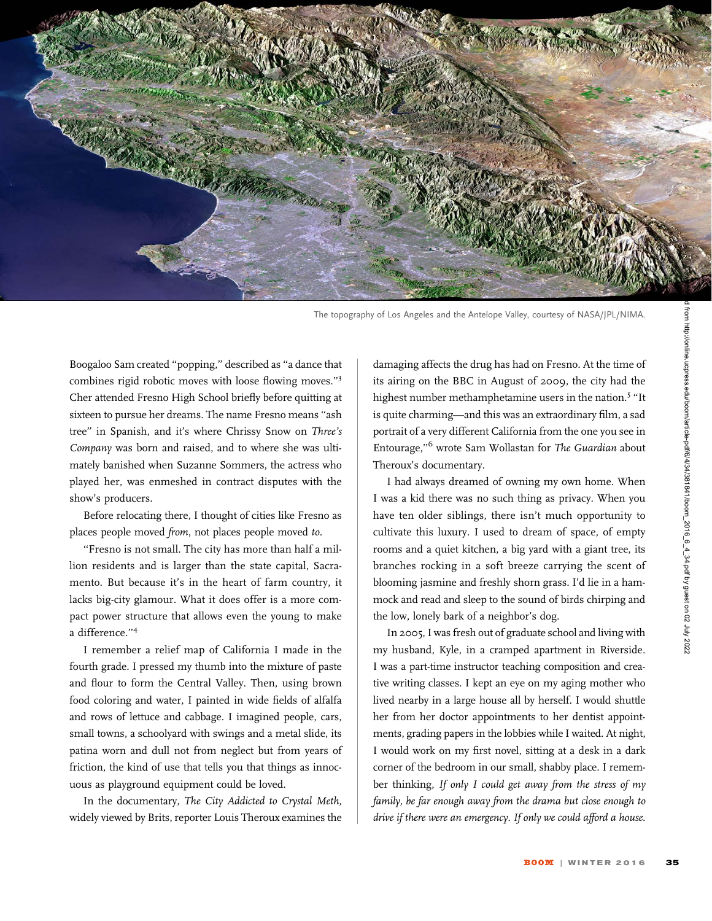The topography of Los Angeles and the Antelope Valley, courtesy of NASA/JPL/NIMA.

Boogaloo Sam created "popping," described as "a dance that combines rigid robotic moves with loose flowing moves."[3] Cher attended Fresno High School briefly before quitting at sixteen to pursue her dreams. The name Fresno means "ash tree" in Spanish, and it's where Chrissy Snow on *Three's Company* was born and raised, and to where she was ultimately banished when Suzanne Sommers, the actress who played her, was enmeshed in contract disputes with the show's producers.

Before relocating there, I thought of cities like Fresno as places people moved *from*, not places people moved *to*.

"Fresno is not small. The city has more than half a million residents and is larger than the state capital, Sacramento. But because it's in the heart of farm country, it lacks big-city glamour. What it does offer is a more compact power structure that allows even the young to make a difference."[4]

I remember a relief map of California I made in the fourth grade. I pressed my thumb into the mixture of paste and flour to form the Central Valley. Then, using brown food coloring and water, I painted in wide fields of alfalfa and rows of lettuce and cabbage. I imagined people, cars, small towns, a schoolyard with swings and a metal slide, its patina worn and dull not from neglect but from years of friction, the kind of use that tells you that things as innocuous as playground equipment could be loved.

In the documentary, *The City Addicted to Crystal Meth,* widely viewed by Brits, reporter Louis Theroux examines the damaging affects the drug has had on Fresno. At the time of its airing on the BBC in August of 2009, the city had the highest number methamphetamine users in the nation.[5] "It is quite charming—and this was an extraordinary film, a sad portrait of a very different California from the one you see in Entourage,"[6] wrote Sam Wollastan for *The Guardian* about Theroux's documentary.

I had always dreamed of owning my own home. When I was a kid there was no such thing as privacy. When you have ten older siblings, there isn't much opportunity to cultivate this luxury. I used to dream of space, of empty rooms and a quiet kitchen, a big yard with a giant tree, its branches rocking in a soft breeze carrying the scent of blooming jasmine and freshly shorn grass. I'd lie in a hammock and read and sleep to the sound of birds chirping and the low, lonely bark of a neighbor's dog.

In 2005, I was fresh out of graduate school and living with my husband, Kyle, in a cramped apartment in Riverside. I was a part-time instructor teaching composition and creative writing classes. I kept an eye on my aging mother who lived nearby in a large house all by herself. I would shuttle her from her doctor appointments to her dentist appointments, grading papers in the lobbies while I waited. At night, I would work on my first novel, sitting at a desk in a dark corner of the bedroom in our small, shabby place. I remember thinking, *If only I could get away from the stress of my family, be far enough away from the drama but close enough to drive if there were an emergency. If only we could afford a house.*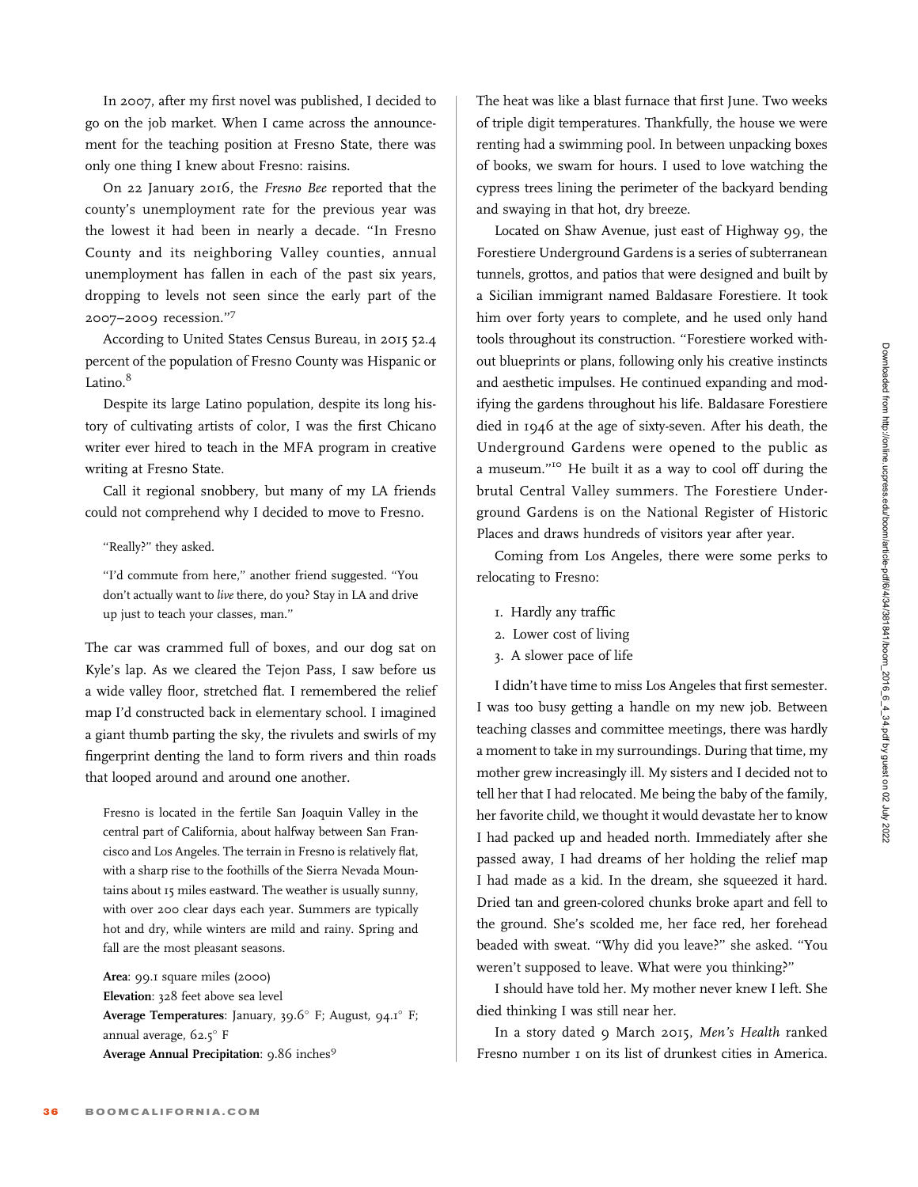In 2007, after my first novel was published, I decided to go on the job market. When I came across the announcement for the teaching position at Fresno State, there was only one thing I knew about Fresno: raisins.

On 22 January 2016, the *Fresno Bee* reported that the county's unemployment rate for the previous year was the lowest it had been in nearly a decade. "In Fresno County and its neighboring Valley counties, annual unemployment has fallen in each of the past six years, dropping to levels not seen since the early part of the 2007–2009 recession."[7]

According to United States Census Bureau, in 2015 52.4 percent of the population of Fresno County was Hispanic or Latino.[8]

Despite its large Latino population, despite its long history of cultivating artists of color, I was the first Chicano writer ever hired to teach in the MFA program in creative writing at Fresno State.

Call it regional snobbery, but many of my LA friends could not comprehend why I decided to move to Fresno.

> "Really?" they asked.
>
> "I'd commute from here," another friend suggested. "You don't actually want to *live* there, do you? Stay in LA and drive up just to teach your classes, man."

The car was crammed full of boxes, and our dog sat on Kyle's lap. As we cleared the Tejon Pass, I saw before us a wide valley floor, stretched flat. I remembered the relief map I'd constructed back in elementary school. I imagined a giant thumb parting the sky, the rivulets and swirls of my fingerprint denting the land to form rivers and thin roads that looped around and around one another.

> Fresno is located in the fertile San Joaquin Valley in the central part of California, about halfway between San Francisco and Los Angeles. The terrain in Fresno is relatively flat, with a sharp rise to the foothills of the Sierra Nevada Mountains about 15 miles eastward. The weather is usually sunny, with over 200 clear days each year. Summers are typically hot and dry, while winters are mild and rainy. Spring and fall are the most pleasant seasons.
>
> **Area**: 99.1 square miles (2000)
> **Elevation**: 328 feet above sea level
> **Average Temperatures**: January, 39.6° F; August, 94.1° F; annual average, 62.5° F
> **Average Annual Precipitation**: 9.86 inches[9]

The heat was like a blast furnace that first June. Two weeks of triple digit temperatures. Thankfully, the house we were renting had a swimming pool. In between unpacking boxes of books, we swam for hours. I used to love watching the cypress trees lining the perimeter of the backyard bending and swaying in that hot, dry breeze.

Located on Shaw Avenue, just east of Highway 99, the Forestiere Underground Gardens is a series of subterranean tunnels, grottos, and patios that were designed and built by a Sicilian immigrant named Baldasare Forestiere. It took him over forty years to complete, and he used only hand tools throughout its construction. "Forestiere worked without blueprints or plans, following only his creative instincts and aesthetic impulses. He continued expanding and modifying the gardens throughout his life. Baldasare Forestiere died in 1946 at the age of sixty-seven. After his death, the Underground Gardens were opened to the public as a museum."[10] He built it as a way to cool off during the brutal Central Valley summers. The Forestiere Underground Gardens is on the National Register of Historic Places and draws hundreds of visitors year after year.

Coming from Los Angeles, there were some perks to relocating to Fresno:

1. Hardly any traffic
2. Lower cost of living
3. A slower pace of life

I didn't have time to miss Los Angeles that first semester. I was too busy getting a handle on my new job. Between teaching classes and committee meetings, there was hardly a moment to take in my surroundings. During that time, my mother grew increasingly ill. My sisters and I decided not to tell her that I had relocated. Me being the baby of the family, her favorite child, we thought it would devastate her to know I had packed up and headed north. Immediately after she passed away, I had dreams of her holding the relief map I had made as a kid. In the dream, she squeezed it hard. Dried tan and green-colored chunks broke apart and fell to the ground. She's scolded me, her face red, her forehead beaded with sweat. "Why did you leave?" she asked. "You weren't supposed to leave. What were you thinking?"

I should have told her. My mother never knew I left. She died thinking I was still near her.

In a story dated 9 March 2015, *Men's Health* ranked Fresno number 1 on its list of drunkest cities in America.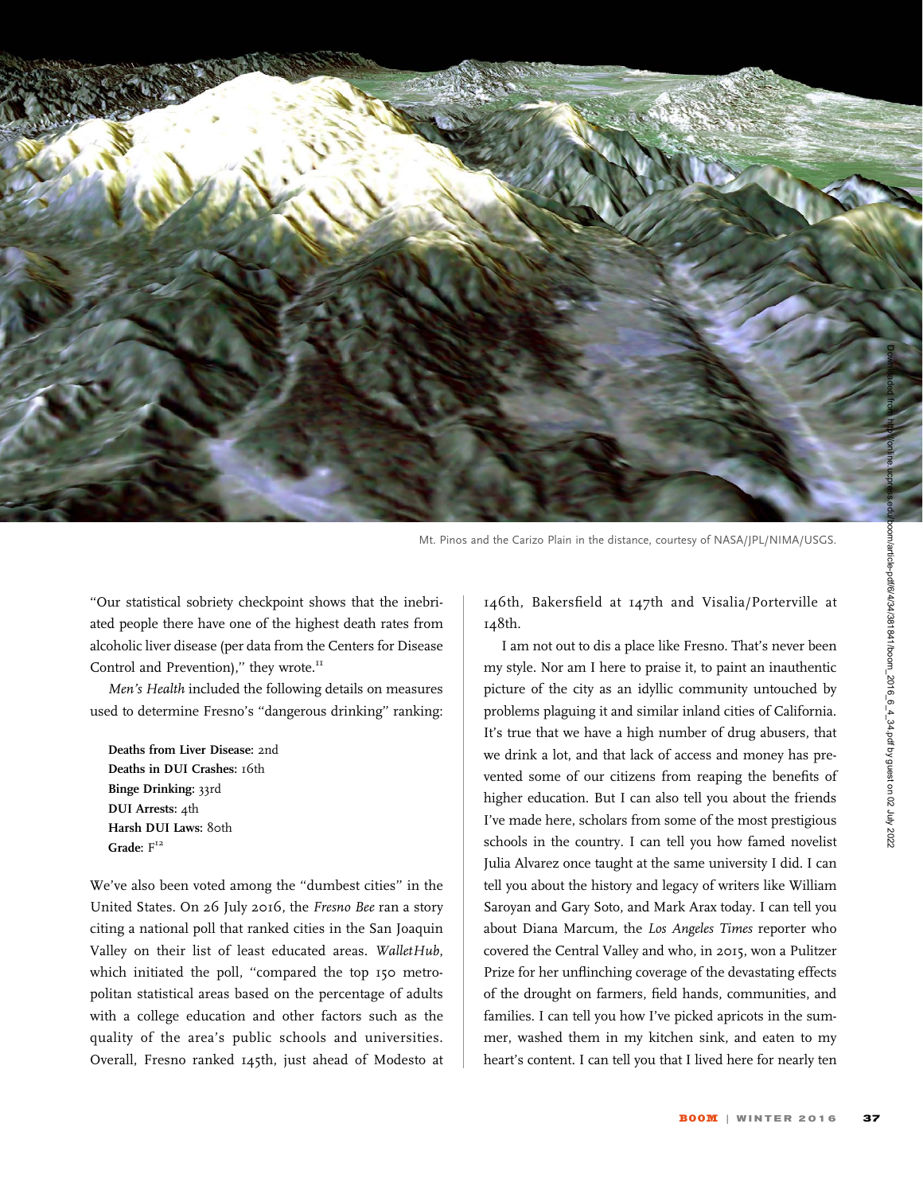Mt. Pinos and the Carizo Plain in the distance, courtesy of NASA/JPL/NIMA/USGS.

"Our statistical sobriety checkpoint shows that the inebriated people there have one of the highest death rates from alcoholic liver disease (per data from the Centers for Disease Control and Prevention)," they wrote.[11]

*Men's Health* included the following details on measures used to determine Fresno's "dangerous drinking" ranking:

**Deaths from Liver Disease:** 2nd
**Deaths in DUI Crashes:** 16th
**Binge Drinking:** 33rd
**DUI Arrests:** 4th
**Harsh DUI Laws:** 80th
**Grade:** F[12]

We've also been voted among the "dumbest cities" in the United States. On 26 July 2016, the *Fresno Bee* ran a story citing a national poll that ranked cities in the San Joaquin Valley on their list of least educated areas. *WalletHub*, which initiated the poll, "compared the top 150 metropolitan statistical areas based on the percentage of adults with a college education and other factors such as the quality of the area's public schools and universities. Overall, Fresno ranked 145th, just ahead of Modesto at 146th, Bakersfield at 147th and Visalia/Porterville at 148th.

I am not out to dis a place like Fresno. That's never been my style. Nor am I here to praise it, to paint an inauthentic picture of the city as an idyllic community untouched by problems plaguing it and similar inland cities of California. It's true that we have a high number of drug abusers, that we drink a lot, and that lack of access and money has prevented some of our citizens from reaping the benefits of higher education. But I can also tell you about the friends I've made here, scholars from some of the most prestigious schools in the country. I can tell you how famed novelist Julia Alvarez once taught at the same university I did. I can tell you about the history and legacy of writers like William Saroyan and Gary Soto, and Mark Arax today. I can tell you about Diana Marcum, the *Los Angeles Times* reporter who covered the Central Valley and who, in 2015, won a Pulitzer Prize for her unflinching coverage of the devastating effects of the drought on farmers, field hands, communities, and families. I can tell you how I've picked apricots in the summer, washed them in my kitchen sink, and eaten to my heart's content. I can tell you that I lived here for nearly ten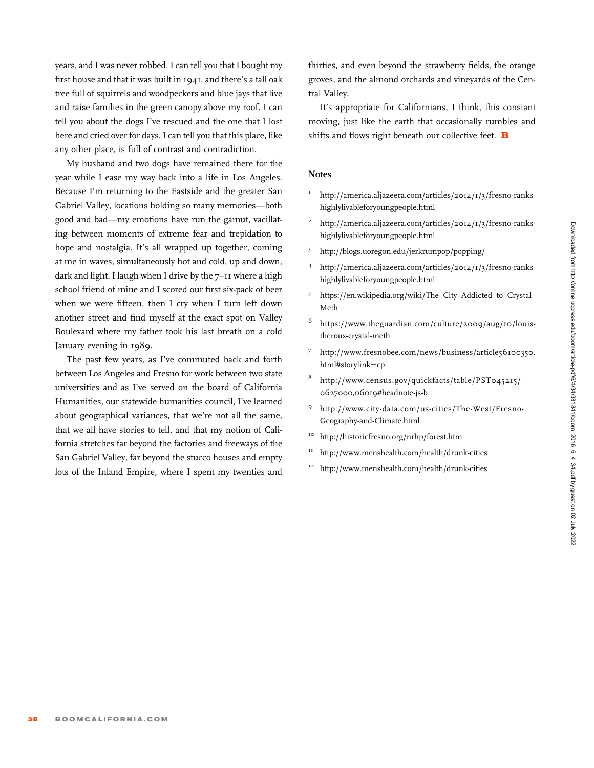years, and I was never robbed. I can tell you that I bought my first house and that it was built in 1941, and there's a tall oak tree full of squirrels and woodpeckers and blue jays that live and raise families in the green canopy above my roof. I can tell you about the dogs I've rescued and the one that I lost here and cried over for days. I can tell you that this place, like any other place, is full of contrast and contradiction.

My husband and two dogs have remained there for the year while I ease my way back into a life in Los Angeles. Because I'm returning to the Eastside and the greater San Gabriel Valley, locations holding so many memories—both good and bad—my emotions have run the gamut, vacillating between moments of extreme fear and trepidation to hope and nostalgia. It's all wrapped up together, coming at me in waves, simultaneously hot and cold, up and down, dark and light. I laugh when I drive by the 7–11 where a high school friend of mine and I scored our first six-pack of beer when we were fifteen, then I cry when I turn left down another street and find myself at the exact spot on Valley Boulevard where my father took his last breath on a cold January evening in 1989.

The past few years, as I've commuted back and forth between Los Angeles and Fresno for work between two state universities and as I've served on the board of California Humanities, our statewide humanities council, I've learned about geographical variances, that we're not all the same, that we all have stories to tell, and that my notion of California stretches far beyond the factories and freeways of the San Gabriel Valley, far beyond the stucco houses and empty lots of the Inland Empire, where I spent my twenties and thirties, and even beyond the strawberry fields, the orange groves, and the almond orchards and vineyards of the Central Valley.

It's appropriate for Californians, I think, this constant moving, just like the earth that occasionally rumbles and shifts and flows right beneath our collective feet. **B**

## Notes

1. http://america.aljazeera.com/articles/2014/1/3/fresno-ranks-highlylivableforyoungpeople.html
2. http://america.aljazeera.com/articles/2014/1/3/fresno-ranks-highlylivableforyoungpeople.html
3. http://blogs.uoregon.edu/jerkrumpop/popping/
4. http://america.aljazeera.com/articles/2014/1/3/fresno-ranks-highlylivableforyoungpeople.html
5. https://en.wikipedia.org/wiki/The_City_Addicted_to_Crystal_Meth
6. https://www.theguardian.com/culture/2009/aug/10/louis-theroux-crystal-meth
7. http://www.fresnobee.com/news/business/article56100350.html#storylink=cp
8. http://www.census.gov/quickfacts/table/PST045215/0627000,06019#headnote-js-b
9. http://www.city-data.com/us-cities/The-West/Fresno-Geography-and-Climate.html
10. http://historicfresno.org/nrhp/forest.htm
11. http://www.menshealth.com/health/drunk-cities
12. http://www.menshealth.com/health/drunk-cities